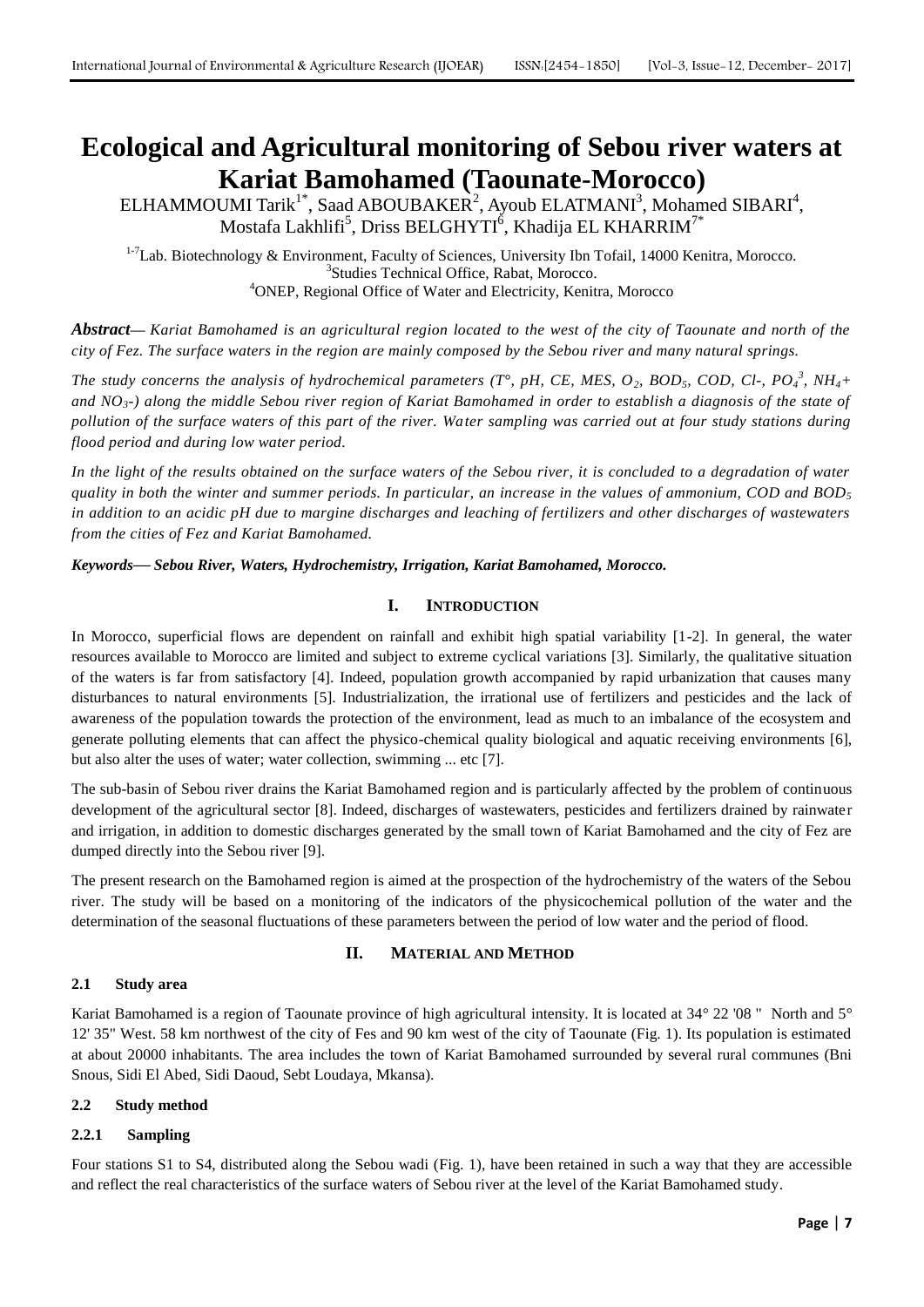# Ecological and Agricultural monitoring of Sebou river waters at Kariat Bamohamed (Taounate-Morocco)

ELHAMMOUMI Tarik[1*], Saad ABOUBAKER[2], Ayoub ELATMANI[3], Mohamed SIBARI[4], Mostafa Lakhlifi[5], Driss BELGHYTI[6], Khadija EL KHARRIM[7*]

[1-7]Lab. Biotechnology & Environment, Faculty of Sciences, University Ibn Tofail, 14000 Kenitra, Morocco.
[3]Studies Technical Office, Rabat, Morocco.
[4]ONEP, Regional Office of Water and Electricity, Kenitra, Morocco

***Abstract*— *Kariat Bamohamed is an agricultural region located to the west of the city of Taounate and north of the city of Fez. The surface waters in the region are mainly composed by the Sebou river and many natural springs.***

***The study concerns the analysis of hydrochemical parameters (T°, pH, CE, MES, $O_2$, $BOD_5$, COD, Cl-, $PO_4^3$, $NH_4$+ and $NO_3$-) along the middle Sebou river region of Kariat Bamohamed in order to establish a diagnosis of the state of pollution of the surface waters of this part of the river. Water sampling was carried out at four study stations during flood period and during low water period.***

***In the light of the results obtained on the surface waters of the Sebou river, it is concluded to a degradation of water quality in both the winter and summer periods. In particular, an increase in the values of ammonium, COD and $BOD_5$ in addition to an acidic pH due to margine discharges and leaching of fertilizers and other discharges of wastewaters from the cities of Fez and Kariat Bamohamed.***

***Keywords*— *Sebou River, Waters, Hydrochemistry, Irrigation, Kariat Bamohamed, Morocco.***

## I. INTRODUCTION

In Morocco, superficial flows are dependent on rainfall and exhibit high spatial variability [1-2]. In general, the water resources available to Morocco are limited and subject to extreme cyclical variations [3]. Similarly, the qualitative situation of the waters is far from satisfactory [4]. Indeed, population growth accompanied by rapid urbanization that causes many disturbances to natural environments [5]. Industrialization, the irrational use of fertilizers and pesticides and the lack of awareness of the population towards the protection of the environment, lead as much to an imbalance of the ecosystem and generate polluting elements that can affect the physico-chemical quality biological and aquatic receiving environments [6], but also alter the uses of water; water collection, swimming ... etc [7].

The sub-basin of Sebou river drains the Kariat Bamohamed region and is particularly affected by the problem of continuous development of the agricultural sector [8]. Indeed, discharges of wastewaters, pesticides and fertilizers drained by rainwater and irrigation, in addition to domestic discharges generated by the small town of Kariat Bamohamed and the city of Fez are dumped directly into the Sebou river [9].

The present research on the Bamohamed region is aimed at the prospection of the hydrochemistry of the waters of the Sebou river. The study will be based on a monitoring of the indicators of the physicochemical pollution of the water and the determination of the seasonal fluctuations of these parameters between the period of low water and the period of flood.

## II. MATERIAL AND METHOD

### 2.1 Study area

Kariat Bamohamed is a region of Taounate province of high agricultural intensity. It is located at 34° 22 '08 " North and 5° 12' 35" West. 58 km northwest of the city of Fes and 90 km west of the city of Taounate (Fig. 1). Its population is estimated at about 20000 inhabitants. The area includes the town of Kariat Bamohamed surrounded by several rural communes (Bni Snous, Sidi El Abed, Sidi Daoud, Sebt Loudaya, Mkansa).

### 2.2 Study method

#### 2.2.1 Sampling

Four stations S1 to S4, distributed along the Sebou wadi (Fig. 1), have been retained in such a way that they are accessible and reflect the real characteristics of the surface waters of Sebou river at the level of the Kariat Bamohamed study.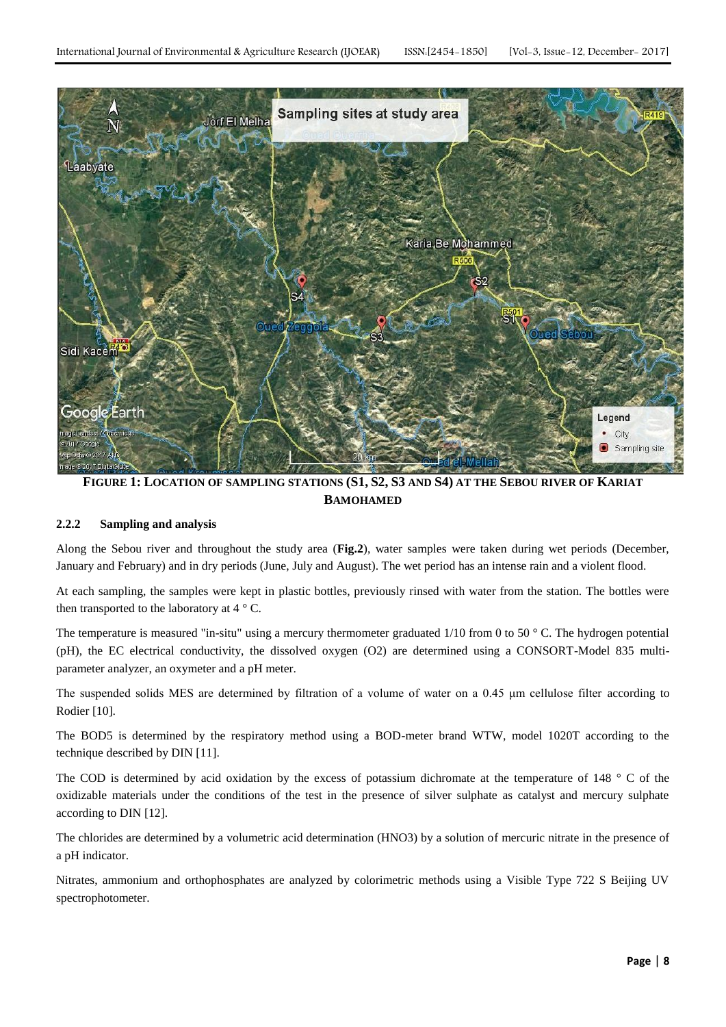**FIGURE 1: LOCATION OF SAMPLING STATIONS (S1, S2, S3 AND S4) AT THE SEBOU RIVER OF KARIAT BAMOHAMED**

### 2.2.2 Sampling and analysis

Along the Sebou river and throughout the study area (**Fig.2**), water samples were taken during wet periods (December, January and February) and in dry periods (June, July and August). The wet period has an intense rain and a violent flood.

At each sampling, the samples were kept in plastic bottles, previously rinsed with water from the station. The bottles were then transported to the laboratory at 4 ° C.

The temperature is measured "in-situ" using a mercury thermometer graduated 1/10 from 0 to 50 ° C. The hydrogen potential (pH), the EC electrical conductivity, the dissolved oxygen (O2) are determined using a CONSORT-Model 835 multi-parameter analyzer, an oxymeter and a pH meter.

The suspended solids MES are determined by filtration of a volume of water on a 0.45 μm cellulose filter according to Rodier [10].

The BOD5 is determined by the respiratory method using a BOD-meter brand WTW, model 1020T according to the technique described by DIN [11].

The COD is determined by acid oxidation by the excess of potassium dichromate at the temperature of 148 ° C of the oxidizable materials under the conditions of the test in the presence of silver sulphate as catalyst and mercury sulphate according to DIN [12].

The chlorides are determined by a volumetric acid determination (HNO3) by a solution of mercuric nitrate in the presence of a pH indicator.

Nitrates, ammonium and orthophosphates are analyzed by colorimetric methods using a Visible Type 722 S Beijing UV spectrophotometer.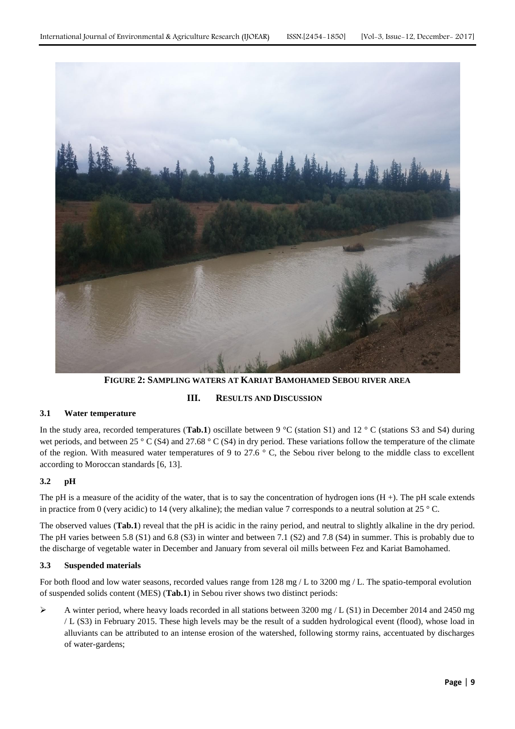**FIGURE 2: SAMPLING WATERS AT KARIAT BAMOHAMED SEBOU RIVER AREA**

## III. RESULTS AND DISCUSSION

### 3.1 Water temperature

In the study area, recorded temperatures (**Tab.1**) oscillate between 9 °C (station S1) and 12 ° C (stations S3 and S4) during wet periods, and between 25 ° C (S4) and 27.68 ° C (S4) in dry period. These variations follow the temperature of the climate of the region. With measured water temperatures of 9 to 27.6 ° C, the Sebou river belong to the middle class to excellent according to Moroccan standards [6, 13].

### 3.2 pH

The pH is a measure of the acidity of the water, that is to say the concentration of hydrogen ions ($H^+$). The pH scale extends in practice from 0 (very acidic) to 14 (very alkaline); the median value 7 corresponds to a neutral solution at 25 ° C.

The observed values (**Tab.1**) reveal that the pH is acidic in the rainy period, and neutral to slightly alkaline in the dry period. The pH varies between 5.8 (S1) and 6.8 (S3) in winter and between 7.1 (S2) and 7.8 (S4) in summer. This is probably due to the discharge of vegetable water in December and January from several oil mills between Fez and Kariat Bamohamed.

### 3.3 Suspended materials

For both flood and low water seasons, recorded values range from 128 mg / L to 3200 mg / L. The spatio-temporal evolution of suspended solids content (MES) (**Tab.1**) in Sebou river shows two distinct periods:

- A winter period, where heavy loads recorded in all stations between 3200 mg / L (S1) in December 2014 and 2450 mg / L (S3) in February 2015. These high levels may be the result of a sudden hydrological event (flood), whose load in alluviants can be attributed to an intense erosion of the watershed, following stormy rains, accentuated by discharges of water-gardens;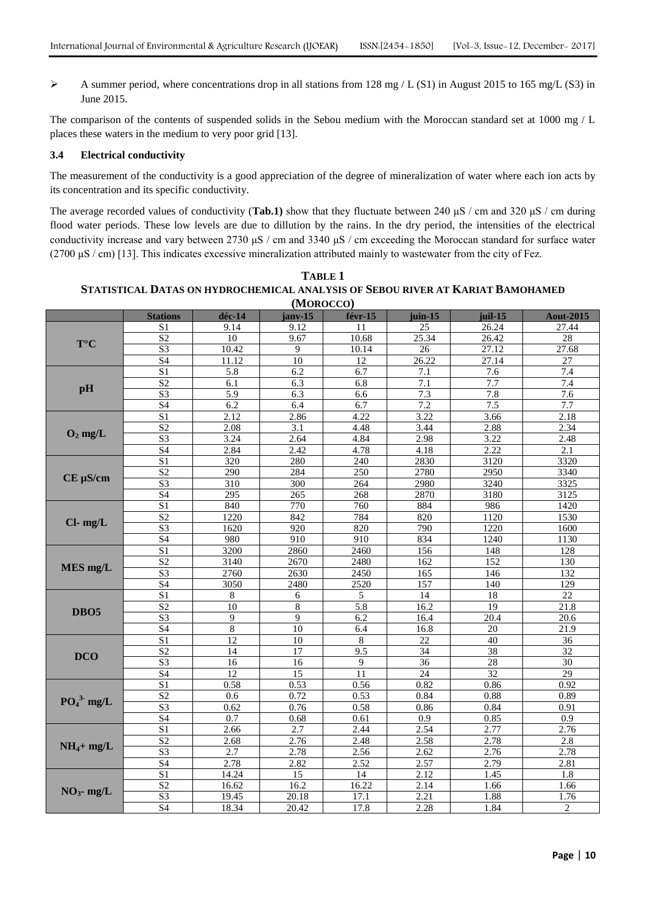- A summer period, where concentrations drop in all stations from 128 mg / L (S1) in August 2015 to 165 mg/L (S3) in June 2015.

The comparison of the contents of suspended solids in the Sebou medium with the Moroccan standard set at 1000 mg / L places these waters in the medium to very poor grid [13].

### 3.4 Electrical conductivity

The measurement of the conductivity is a good appreciation of the degree of mineralization of water where each ion acts by its concentration and its specific conductivity.

The average recorded values of conductivity (**Tab.1)** show that they fluctuate between 240 µS / cm and 320 µS / cm during flood water periods. These low levels are due to dillution by the rains. In the dry period, the intensities of the electrical conductivity increase and vary between 2730 µS / cm and 3340 µS / cm exceeding the Moroccan standard for surface water (2700 µS / cm) [13]. This indicates excessive mineralization attributed mainly to wastewater from the city of Fez.

**TABLE 1**
**STATISTICAL DATAS ON HYDROCHEMICAL ANALYSIS OF SEBOU RIVER AT KARIAT BAMOHAMED (MOROCCO)**

| | Stations | déc-14 | janv-15 | févr-15 | juin-15 | juil-15 | Aout-2015 |
|---|---|---|---|---|---|---|---|
| **T°C** | S1 | 9.14 | 9.12 | 11 | 25 | 26.24 | 27.44 |
| | S2 | 10 | 9.67 | 10.68 | 25.34 | 26.42 | 28 |
| | S3 | 10.42 | 9 | 10.14 | 26 | 27.12 | 27.68 |
| | S4 | 11.12 | 10 | 12 | 26.22 | 27.14 | 27 |
| **pH** | S1 | 5.8 | 6.2 | 6.7 | 7.1 | 7.6 | 7.4 |
| | S2 | 6.1 | 6.3 | 6.8 | 7.1 | 7.7 | 7.4 |
| | S3 | 5.9 | 6.3 | 6.6 | 7.3 | 7.8 | 7.6 |
| | S4 | 6.2 | 6.4 | 6.7 | 7.2 | 7.5 | 7.7 |
| **$O_2$ mg/L** | S1 | 2.12 | 2.86 | 4.22 | 3.22 | 3.66 | 2.18 |
| | S2 | 2.08 | 3.1 | 4.48 | 3.44 | 2.88 | 2.34 |
| | S3 | 3.24 | 2.64 | 4.84 | 2.98 | 3.22 | 2.48 |
| | S4 | 2.84 | 2.42 | 4.78 | 4.18 | 2.22 | 2.1 |
| **CE µS/cm** | S1 | 320 | 280 | 240 | 2830 | 3120 | 3320 |
| | S2 | 290 | 284 | 250 | 2780 | 2950 | 3340 |
| | S3 | 310 | 300 | 264 | 2980 | 3240 | 3325 |
| | S4 | 295 | 265 | 268 | 2870 | 3180 | 3125 |
| **Cl- mg/L** | S1 | 840 | 770 | 760 | 884 | 986 | 1420 |
| | S2 | 1220 | 842 | 784 | 820 | 1120 | 1530 |
| | S3 | 1620 | 920 | 820 | 790 | 1220 | 1600 |
| | S4 | 980 | 910 | 910 | 834 | 1240 | 1130 |
| **MES mg/L** | S1 | 3200 | 2860 | 2460 | 156 | 148 | 128 |
| | S2 | 3140 | 2670 | 2480 | 162 | 152 | 130 |
| | S3 | 2760 | 2630 | 2450 | 165 | 146 | 132 |
| | S4 | 3050 | 2480 | 2520 | 157 | 140 | 129 |
| **DBO5** | S1 | 8 | 6 | 5 | 14 | 18 | 22 |
| | S2 | 10 | 8 | 5.8 | 16.2 | 19 | 21.8 |
| | S3 | 9 | 9 | 6.2 | 16.4 | 20.4 | 20.6 |
| | S4 | 8 | 10 | 6.4 | 16.8 | 20 | 21.9 |
| **DCO** | S1 | 12 | 10 | 8 | 22 | 40 | 36 |
| | S2 | 14 | 17 | 9.5 | 34 | 38 | 32 |
| | S3 | 16 | 16 | 9 | 36 | 28 | 30 |
| | S4 | 12 | 15 | 11 | 24 | 32 | 29 |
| **$PO_4^{3-}$ mg/L** | S1 | 0.58 | 0.53 | 0.56 | 0.82 | 0.86 | 0.92 |
| | S2 | 0.6 | 0.72 | 0.53 | 0.84 | 0.88 | 0.89 |
| | S3 | 0.62 | 0.76 | 0.58 | 0.86 | 0.84 | 0.91 |
| | S4 | 0.7 | 0.68 | 0.61 | 0.9 | 0.85 | 0.9 |
| **$NH_4$+ mg/L** | S1 | 2.66 | 2.7 | 2.44 | 2.54 | 2.77 | 2.76 |
| | S2 | 2.68 | 2.76 | 2.48 | 2.58 | 2.78 | 2.8 |
| | S3 | 2.7 | 2.78 | 2.56 | 2.62 | 2.76 | 2.78 |
| | S4 | 2.78 | 2.82 | 2.52 | 2.57 | 2.79 | 2.81 |
| **$NO_3$- mg/L** | S1 | 14.24 | 15 | 14 | 2.12 | 1.45 | 1.8 |
| | S2 | 16.62 | 16.2 | 16.22 | 2.14 | 1.66 | 1.66 |
| | S3 | 19.45 | 20.18 | 17.1 | 2.21 | 1.88 | 1.76 |
| | S4 | 18.34 | 20.42 | 17.8 | 2.28 | 1.84 | 2 |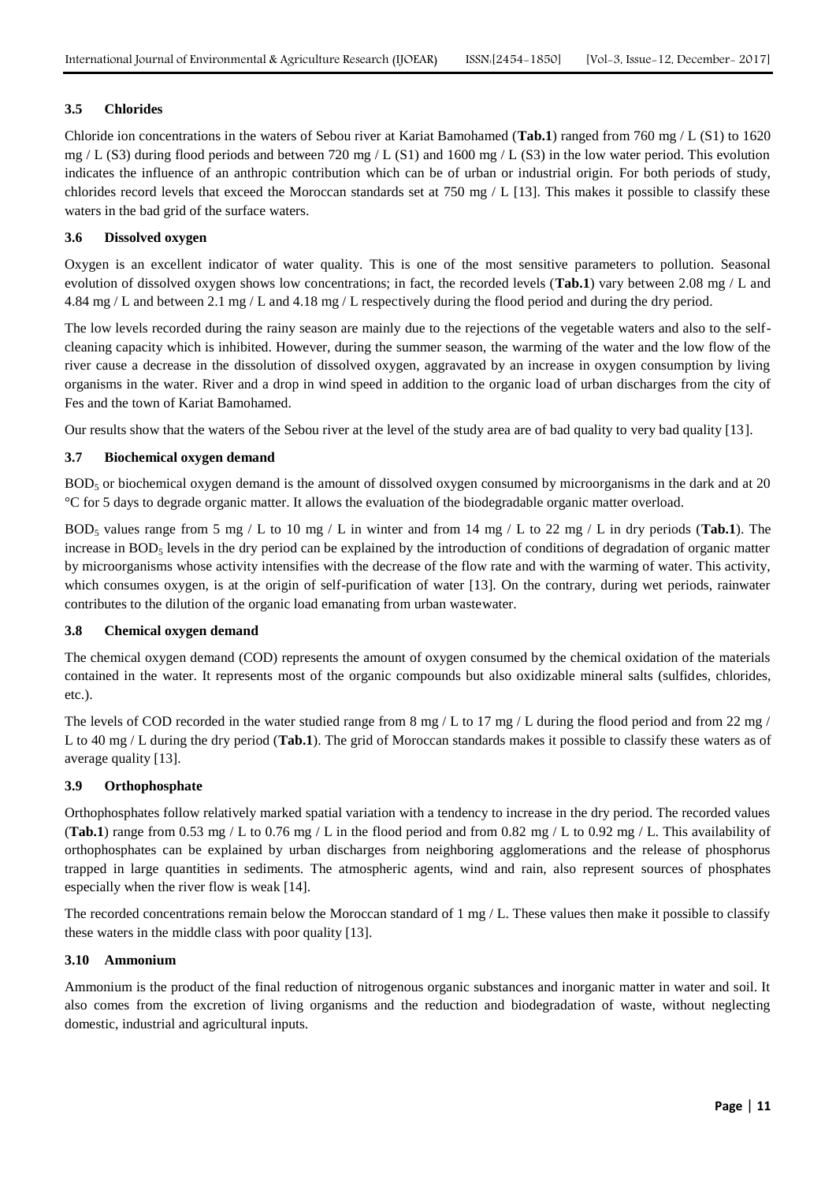### 3.5 Chlorides

Chloride ion concentrations in the waters of Sebou river at Kariat Bamohamed (**Tab.1**) ranged from 760 mg / L (S1) to 1620 mg / L (S3) during flood periods and between 720 mg / L (S1) and 1600 mg / L (S3) in the low water period. This evolution indicates the influence of an anthropic contribution which can be of urban or industrial origin. For both periods of study, chlorides record levels that exceed the Moroccan standards set at 750 mg / L [13]. This makes it possible to classify these waters in the bad grid of the surface waters.

### 3.6 Dissolved oxygen

Oxygen is an excellent indicator of water quality. This is one of the most sensitive parameters to pollution. Seasonal evolution of dissolved oxygen shows low concentrations; in fact, the recorded levels (**Tab.1**) vary between 2.08 mg / L and 4.84 mg / L and between 2.1 mg / L and 4.18 mg / L respectively during the flood period and during the dry period.

The low levels recorded during the rainy season are mainly due to the rejections of the vegetable waters and also to the self-cleaning capacity which is inhibited. However, during the summer season, the warming of the water and the low flow of the river cause a decrease in the dissolution of dissolved oxygen, aggravated by an increase in oxygen consumption by living organisms in the water. River and a drop in wind speed in addition to the organic load of urban discharges from the city of Fes and the town of Kariat Bamohamed.

Our results show that the waters of the Sebou river at the level of the study area are of bad quality to very bad quality [13].

### 3.7 Biochemical oxygen demand

$BOD_5$ or biochemical oxygen demand is the amount of dissolved oxygen consumed by microorganisms in the dark and at 20 °C for 5 days to degrade organic matter. It allows the evaluation of the biodegradable organic matter overload.

$BOD_5$ values range from 5 mg / L to 10 mg / L in winter and from 14 mg / L to 22 mg / L in dry periods (**Tab.1**). The increase in $BOD_5$ levels in the dry period can be explained by the introduction of conditions of degradation of organic matter by microorganisms whose activity intensifies with the decrease of the flow rate and with the warming of water. This activity, which consumes oxygen, is at the origin of self-purification of water [13]. On the contrary, during wet periods, rainwater contributes to the dilution of the organic load emanating from urban wastewater.

### 3.8 Chemical oxygen demand

The chemical oxygen demand (COD) represents the amount of oxygen consumed by the chemical oxidation of the materials contained in the water. It represents most of the organic compounds but also oxidizable mineral salts (sulfides, chlorides, etc.).

The levels of COD recorded in the water studied range from 8 mg / L to 17 mg / L during the flood period and from 22 mg / L to 40 mg / L during the dry period (**Tab.1**). The grid of Moroccan standards makes it possible to classify these waters as of average quality [13].

### 3.9 Orthophosphate

Orthophosphates follow relatively marked spatial variation with a tendency to increase in the dry period. The recorded values (**Tab.1**) range from 0.53 mg / L to 0.76 mg / L in the flood period and from 0.82 mg / L to 0.92 mg / L. This availability of orthophosphates can be explained by urban discharges from neighboring agglomerations and the release of phosphorus trapped in large quantities in sediments. The atmospheric agents, wind and rain, also represent sources of phosphates especially when the river flow is weak [14].

The recorded concentrations remain below the Moroccan standard of 1 mg / L. These values then make it possible to classify these waters in the middle class with poor quality [13].

### 3.10 Ammonium

Ammonium is the product of the final reduction of nitrogenous organic substances and inorganic matter in water and soil. It also comes from the excretion of living organisms and the reduction and biodegradation of waste, without neglecting domestic, industrial and agricultural inputs.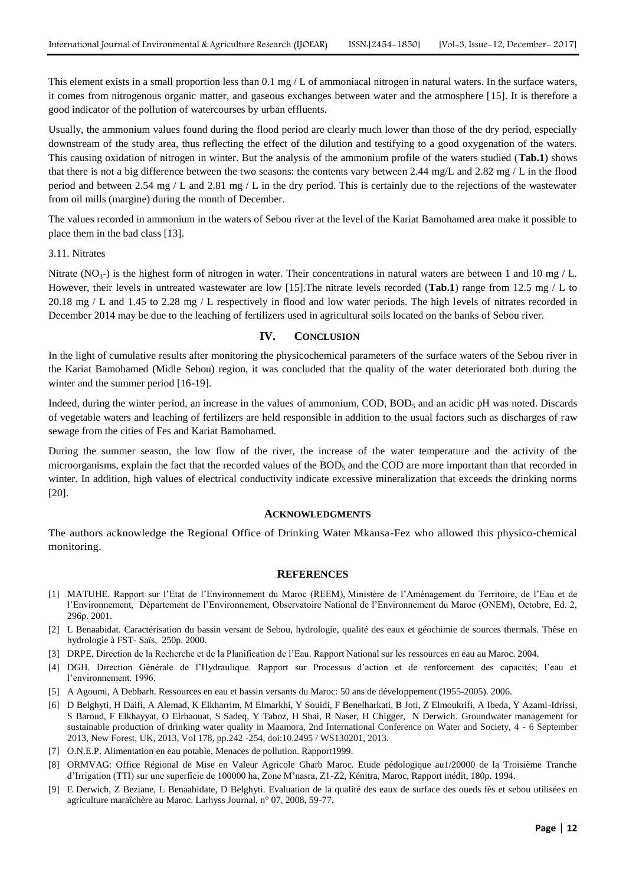This element exists in a small proportion less than 0.1 mg / L of ammoniacal nitrogen in natural waters. In the surface waters, it comes from nitrogenous organic matter, and gaseous exchanges between water and the atmosphere [15]. It is therefore a good indicator of the pollution of watercourses by urban effluents.

Usually, the ammonium values found during the flood period are clearly much lower than those of the dry period, especially downstream of the study area, thus reflecting the effect of the dilution and testifying to a good oxygenation of the waters. This causing oxidation of nitrogen in winter. But the analysis of the ammonium profile of the waters studied (**Tab.1**) shows that there is not a big difference between the two seasons: the contents vary between 2.44 mg/L and 2.82 mg / L in the flood period and between 2.54 mg / L and 2.81 mg / L in the dry period. This is certainly due to the rejections of the wastewater from oil mills (margine) during the month of December.

The values recorded in ammonium in the waters of Sebou river at the level of the Kariat Bamohamed area make it possible to place them in the bad class [13].

3.11. Nitrates

Nitrate ($NO_3$-) is the highest form of nitrogen in water. Their concentrations in natural waters are between 1 and 10 mg / L. However, their levels in untreated wastewater are low [15].The nitrate levels recorded (**Tab.1**) range from 12.5 mg / L to 20.18 mg / L and 1.45 to 2.28 mg / L respectively in flood and low water periods. The high levels of nitrates recorded in December 2014 may be due to the leaching of fertilizers used in agricultural soils located on the banks of Sebou river.

## IV. CONCLUSION

In the light of cumulative results after monitoring the physicochemical parameters of the surface waters of the Sebou river in the Kariat Bamohamed (Midle Sebou) region, it was concluded that the quality of the water deteriorated both during the winter and the summer period [16-19].

Indeed, during the winter period, an increase in the values of ammonium, COD, $BOD_5$ and an acidic pH was noted. Discards of vegetable waters and leaching of fertilizers are held responsible in addition to the usual factors such as discharges of raw sewage from the cities of Fes and Kariat Bamohamed.

During the summer season, the low flow of the river, the increase of the water temperature and the activity of the microorganisms, explain the fact that the recorded values of the $BOD_5$ and the COD are more important than that recorded in winter. In addition, high values of electrical conductivity indicate excessive mineralization that exceeds the drinking norms [20].

## ACKNOWLEDGMENTS

The authors acknowledge the Regional Office of Drinking Water Mkansa-Fez who allowed this physico-chemical monitoring.

## REFERENCES

[1] MATUHE. Rapport sur l'Etat de l'Environnement du Maroc (REEM), Ministère de l'Aménagement du Territoire, de l'Eau et de l'Environnement, Département de l'Environnement, Observatoire National de l'Environnement du Maroc (ONEM), Octobre, Ed. 2, 296p. 2001.

[2] L Benaabidat. Caractérisation du bassin versant de Sebou, hydrologie, qualité des eaux et géochimie de sources thermals. Thèse en hydrologie à FST- Saïs, 250p. 2000.

[3] DRPE, Direction de la Recherche et de la Planification de l'Eau. Rapport National sur les ressources en eau au Maroc. 2004.

[4] DGH. Direction Générale de l'Hydraulique. Rapport sur Processus d'action et de renforcement des capacités; l'eau et l'environnement. 1996.

[5] A Agoumi, A Debbarh. Ressources en eau et bassin versants du Maroc: 50 ans de développement (1955-2005). 2006.

[6] D Belghyti, H Daifi, A Alemad, K Elkharrim, M Elmarkhi, Y Souidi, F Benelharkati, B Joti, Z Elmoukrifi, A Ibeda, Y Azami-Idrissi, S Baroud, F Elkhayyat, O Elrhaouat, S Sadeq, Y Taboz, H Sbai, R Naser, H Chigger, N Derwich. Groundwater management for sustainable production of drinking water quality in Maamora, 2nd International Conference on Water and Society, 4 - 6 September 2013, New Forest, UK, 2013, Vol 178, pp.242 -254, doi:10.2495 / WS130201, 2013.

[7] O.N.E.P. Alimentation en eau potable, Menaces de pollution. Rapport1999.

[8] ORMVAG: Office Régional de Mise en Valeur Agricole Gharb Maroc. Etude pédologique au1/20000 de la Troisième Tranche d'Irrigation (TTI) sur une superficie de 100000 ha, Zone M'nasra, Z1-Z2, Kénitra, Maroc, Rapport inédit, 180p. 1994.

[9] E Derwich, Z Beziane, L Benaabidate, D Belghyti. Evaluation de la qualité des eaux de surface des oueds fès et sebou utilisées en agriculture maraîchère au Maroc. Larhyss Journal, n° 07, 2008, 59-77.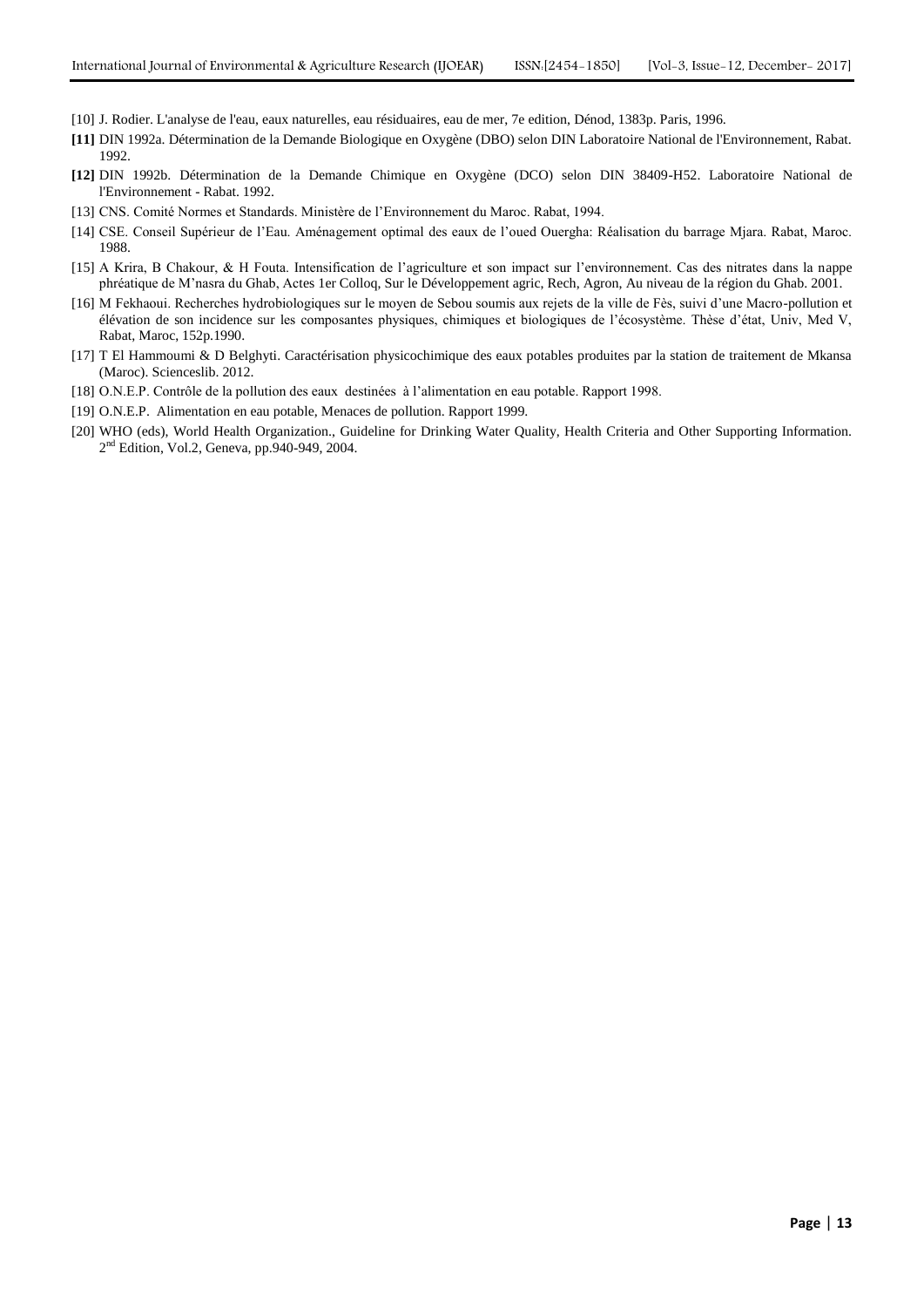[10] J. Rodier. L'analyse de l'eau, eaux naturelles, eau résiduaires, eau de mer, 7e edition, Dénod, 1383p. Paris, 1996.

**[11]** DIN 1992a. Détermination de la Demande Biologique en Oxygène (DBO) selon DIN Laboratoire National de l'Environnement, Rabat. 1992.

**[12]** DIN 1992b. Détermination de la Demande Chimique en Oxygène (DCO) selon DIN 38409-H52. Laboratoire National de l'Environnement - Rabat. 1992.

[13] CNS. Comité Normes et Standards. Ministère de l'Environnement du Maroc. Rabat, 1994.

[14] CSE. Conseil Supérieur de l'Eau. Aménagement optimal des eaux de l'oued Ouergha: Réalisation du barrage Mjara. Rabat, Maroc. 1988.

[15] A Krira, B Chakour, & H Fouta. Intensification de l'agriculture et son impact sur l'environnement. Cas des nitrates dans la nappe phréatique de M'nasra du Ghab, Actes 1er Colloq, Sur le Développement agric, Rech, Agron, Au niveau de la région du Ghab. 2001.

[16] M Fekhaoui. Recherches hydrobiologiques sur le moyen de Sebou soumis aux rejets de la ville de Fès, suivi d'une Macro-pollution et élévation de son incidence sur les composantes physiques, chimiques et biologiques de l'écosystème. Thèse d'état, Univ, Med V, Rabat, Maroc, 152p.1990.

[17] T El Hammoumi & D Belghyti. Caractérisation physicochimique des eaux potables produites par la station de traitement de Mkansa (Maroc). Scienceslib. 2012.

[18] O.N.E.P. Contrôle de la pollution des eaux destinées à l'alimentation en eau potable. Rapport 1998.

[19] O.N.E.P. Alimentation en eau potable, Menaces de pollution. Rapport 1999.

[20] WHO (eds), World Health Organization., Guideline for Drinking Water Quality, Health Criteria and Other Supporting Information. 2nd Edition, Vol.2, Geneva, pp.940-949, 2004.